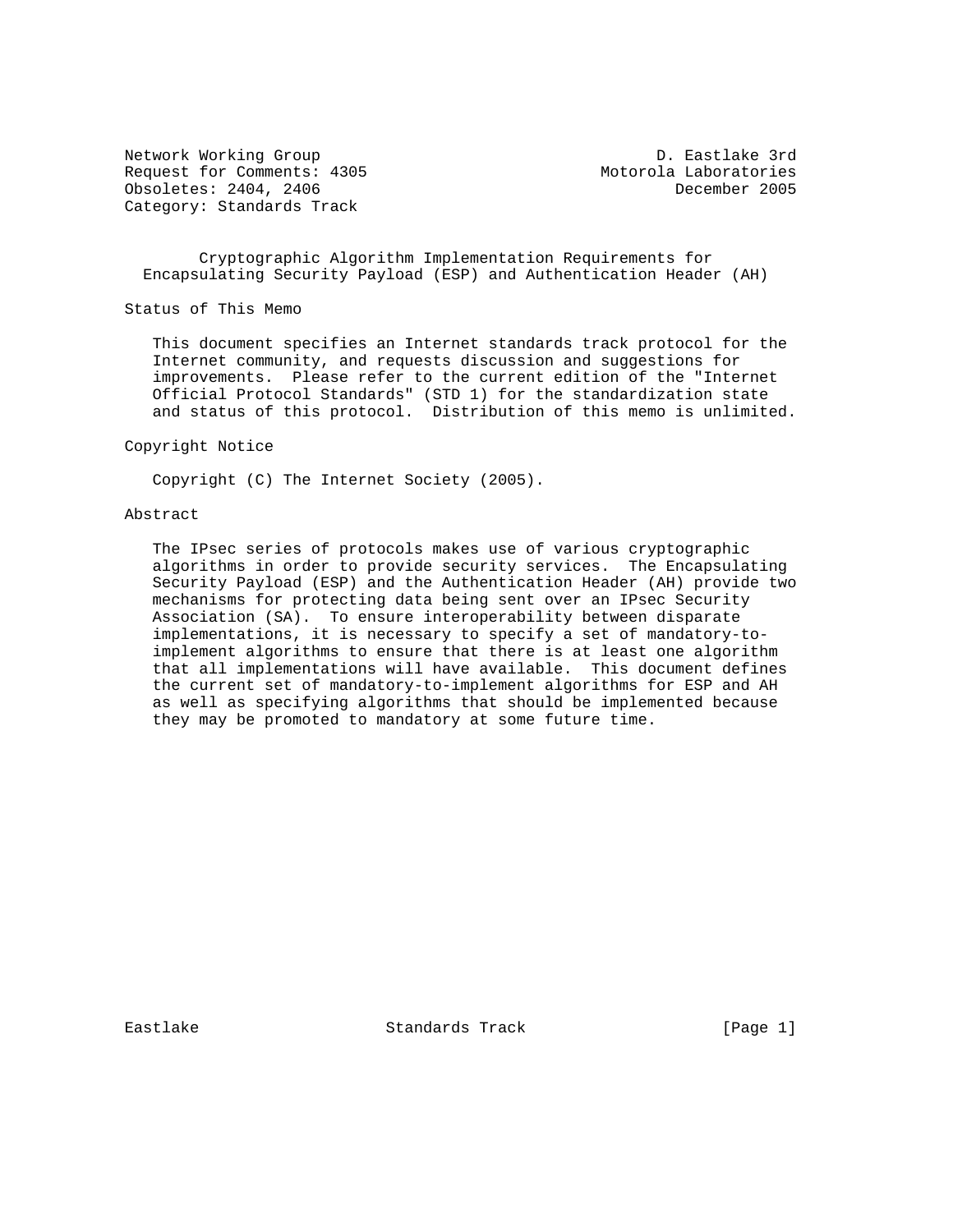Network Working Group D. Eastlake 3rd
Request for Comments: 4305 Motorola Laboratories
Obsoletes: 2404, 2406 December 2005
Category: Standards Track

# Cryptographic Algorithm Implementation Requirements for Encapsulating Security Payload (ESP) and Authentication Header (AH)

## Status of This Memo

This document specifies an Internet standards track protocol for the Internet community, and requests discussion and suggestions for improvements. Please refer to the current edition of the "Internet Official Protocol Standards" (STD 1) for the standardization state and status of this protocol. Distribution of this memo is unlimited.

## Copyright Notice

Copyright (C) The Internet Society (2005).

## Abstract

The IPsec series of protocols makes use of various cryptographic algorithms in order to provide security services. The Encapsulating Security Payload (ESP) and the Authentication Header (AH) provide two mechanisms for protecting data being sent over an IPsec Security Association (SA). To ensure interoperability between disparate implementations, it is necessary to specify a set of mandatory-to-implement algorithms to ensure that there is at least one algorithm that all implementations will have available. This document defines the current set of mandatory-to-implement algorithms for ESP and AH as well as specifying algorithms that should be implemented because they may be promoted to mandatory at some future time.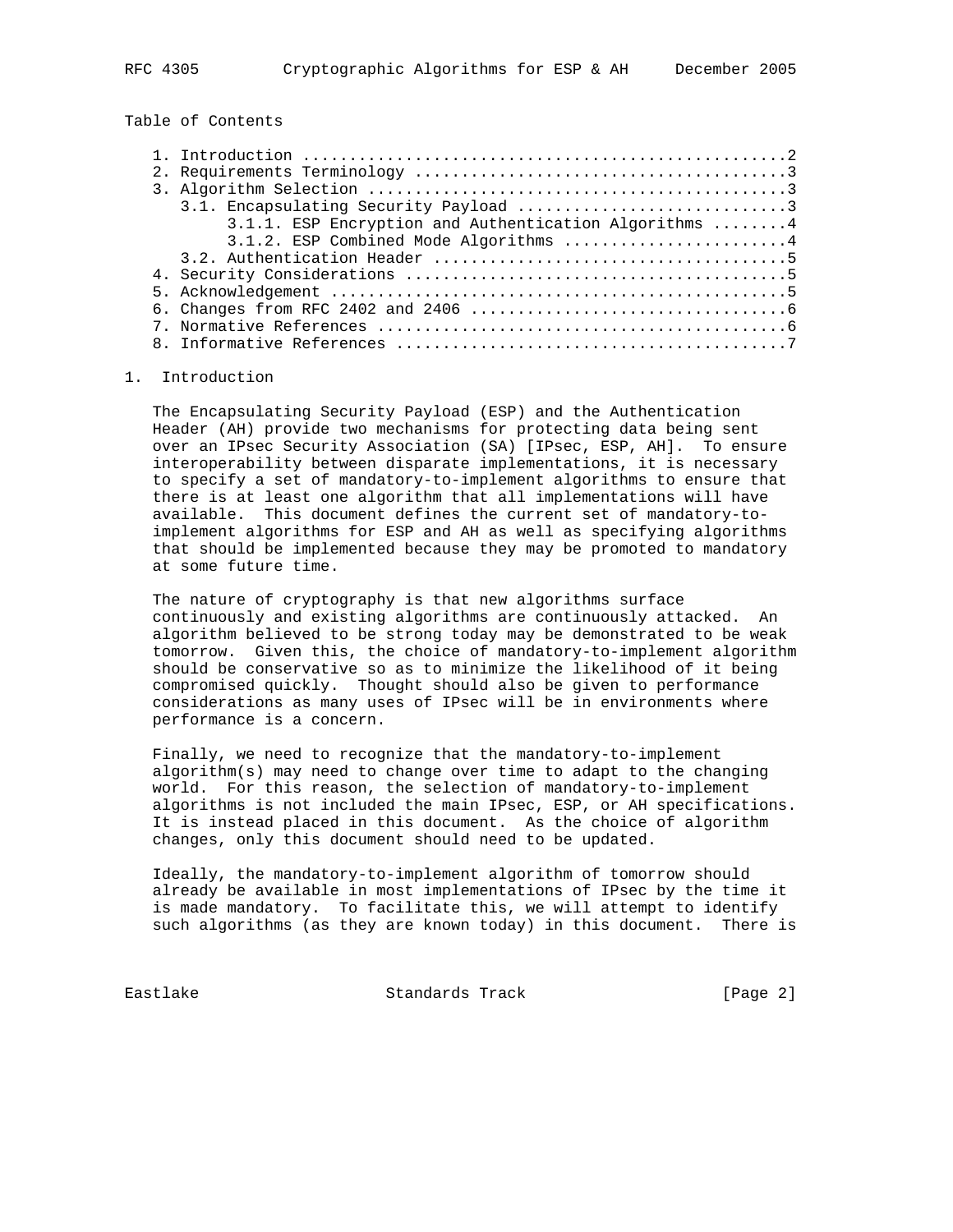Table of Contents

1. Introduction ....................................................2
2. Requirements Terminology .......................................3
3. Algorithm Selection ............................................3
   3.1. Encapsulating Security Payload ............................3
        3.1.1. ESP Encryption and Authentication Algorithms ........4
        3.1.2. ESP Combined Mode Algorithms ........................4
   3.2. Authentication Header .....................................5
4. Security Considerations ........................................5
5. Acknowledgement ................................................5
6. Changes from RFC 2402 and 2406 .................................6
7. Normative References ...........................................6
8. Informative References .........................................7

# 1. Introduction

The Encapsulating Security Payload (ESP) and the Authentication Header (AH) provide two mechanisms for protecting data being sent over an IPsec Security Association (SA) [IPsec, ESP, AH]. To ensure interoperability between disparate implementations, it is necessary to specify a set of mandatory-to-implement algorithms to ensure that there is at least one algorithm that all implementations will have available. This document defines the current set of mandatory-to-implement algorithms for ESP and AH as well as specifying algorithms that should be implemented because they may be promoted to mandatory at some future time.

The nature of cryptography is that new algorithms surface continuously and existing algorithms are continuously attacked. An algorithm believed to be strong today may be demonstrated to be weak tomorrow. Given this, the choice of mandatory-to-implement algorithm should be conservative so as to minimize the likelihood of it being compromised quickly. Thought should also be given to performance considerations as many uses of IPsec will be in environments where performance is a concern.

Finally, we need to recognize that the mandatory-to-implement algorithm(s) may need to change over time to adapt to the changing world. For this reason, the selection of mandatory-to-implement algorithms is not included the main IPsec, ESP, or AH specifications. It is instead placed in this document. As the choice of algorithm changes, only this document should need to be updated.

Ideally, the mandatory-to-implement algorithm of tomorrow should already be available in most implementations of IPsec by the time it is made mandatory. To facilitate this, we will attempt to identify such algorithms (as they are known today) in this document. There is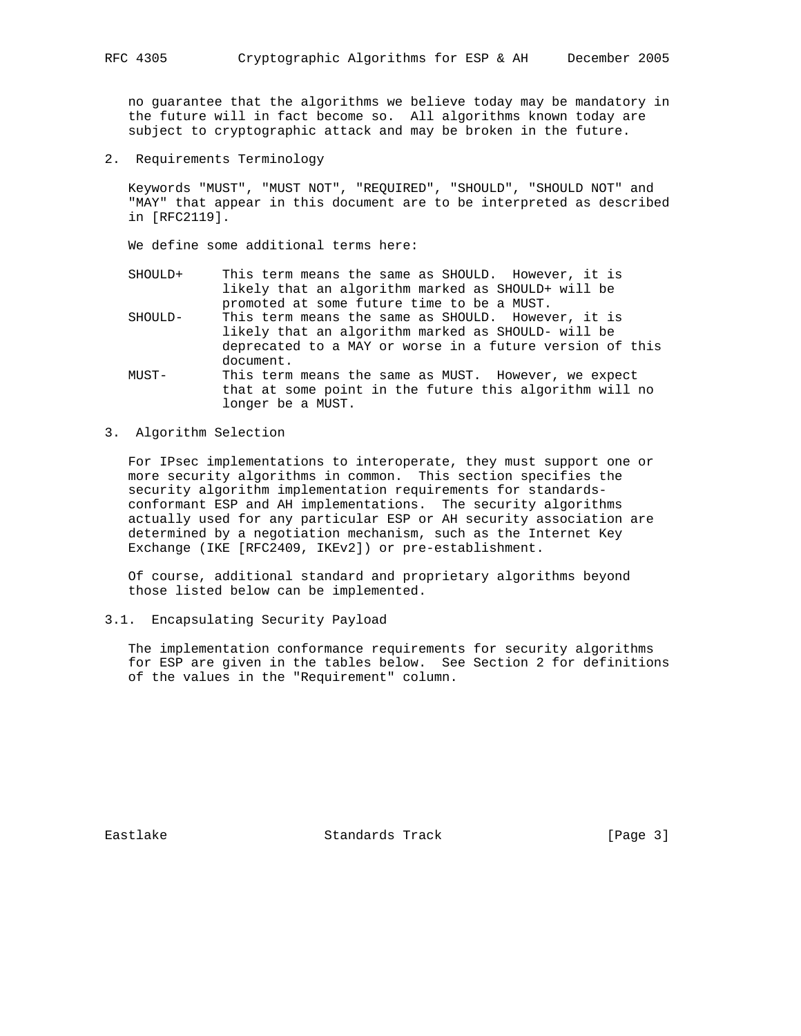no guarantee that the algorithms we believe today may be mandatory in the future will in fact become so. All algorithms known today are subject to cryptographic attack and may be broken in the future.

## 2. Requirements Terminology

Keywords "MUST", "MUST NOT", "REQUIRED", "SHOULD", "SHOULD NOT" and "MAY" that appear in this document are to be interpreted as described in [RFC2119].

We define some additional terms here:

- SHOULD+ This term means the same as SHOULD. However, it is likely that an algorithm marked as SHOULD+ will be promoted at some future time to be a MUST.
- SHOULD- This term means the same as SHOULD. However, it is likely that an algorithm marked as SHOULD- will be deprecated to a MAY or worse in a future version of this document.
- MUST- This term means the same as MUST. However, we expect that at some point in the future this algorithm will no longer be a MUST.

## 3. Algorithm Selection

For IPsec implementations to interoperate, they must support one or more security algorithms in common. This section specifies the security algorithm implementation requirements for standards-conformant ESP and AH implementations. The security algorithms actually used for any particular ESP or AH security association are determined by a negotiation mechanism, such as the Internet Key Exchange (IKE [RFC2409, IKEv2]) or pre-establishment.

Of course, additional standard and proprietary algorithms beyond those listed below can be implemented.

### 3.1. Encapsulating Security Payload

The implementation conformance requirements for security algorithms for ESP are given in the tables below. See Section 2 for definitions of the values in the "Requirement" column.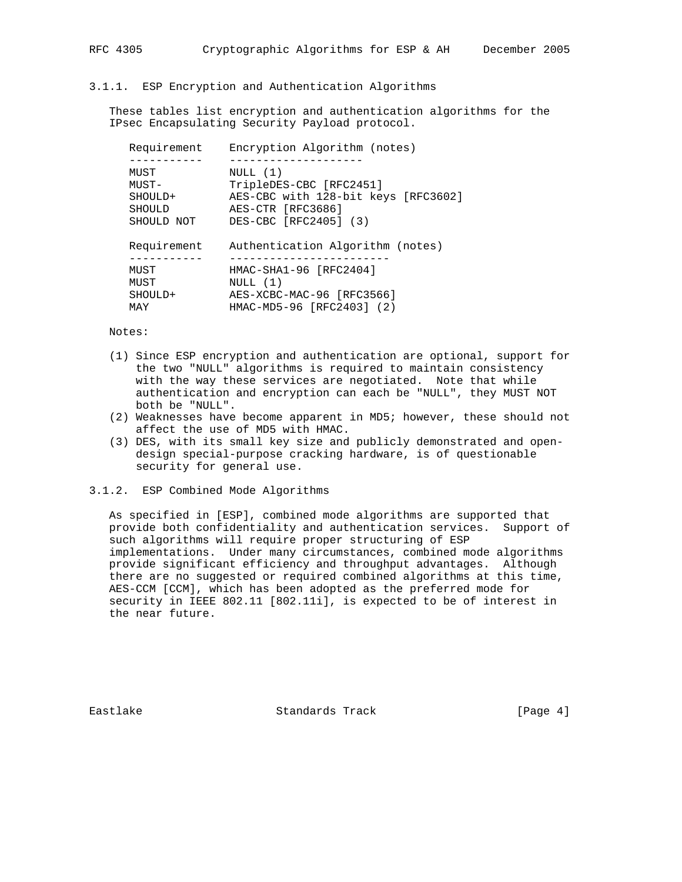### 3.1.1. ESP Encryption and Authentication Algorithms

These tables list encryption and authentication algorithms for the IPsec Encapsulating Security Payload protocol.

| Requirement | Encryption Algorithm (notes) |
|---|---|
| MUST | NULL (1) |
| MUST- | TripleDES-CBC [RFC2451] |
| SHOULD+ | AES-CBC with 128-bit keys [RFC3602] |
| SHOULD | AES-CTR [RFC3686] |
| SHOULD NOT | DES-CBC [RFC2405] (3) |

| Requirement | Authentication Algorithm (notes) |
|---|---|
| MUST | HMAC-SHA1-96 [RFC2404] |
| MUST | NULL (1) |
| SHOULD+ | AES-XCBC-MAC-96 [RFC3566] |
| MAY | HMAC-MD5-96 [RFC2403] (2) |

Notes:

(1) Since ESP encryption and authentication are optional, support for the two "NULL" algorithms is required to maintain consistency with the way these services are negotiated. Note that while authentication and encryption can each be "NULL", they MUST NOT both be "NULL".

(2) Weaknesses have become apparent in MD5; however, these should not affect the use of MD5 with HMAC.

(3) DES, with its small key size and publicly demonstrated and open-design special-purpose cracking hardware, is of questionable security for general use.

### 3.1.2. ESP Combined Mode Algorithms

As specified in [ESP], combined mode algorithms are supported that provide both confidentiality and authentication services. Support of such algorithms will require proper structuring of ESP implementations. Under many circumstances, combined mode algorithms provide significant efficiency and throughput advantages. Although there are no suggested or required combined algorithms at this time, AES-CCM [CCM], which has been adopted as the preferred mode for security in IEEE 802.11 [802.11i], is expected to be of interest in the near future.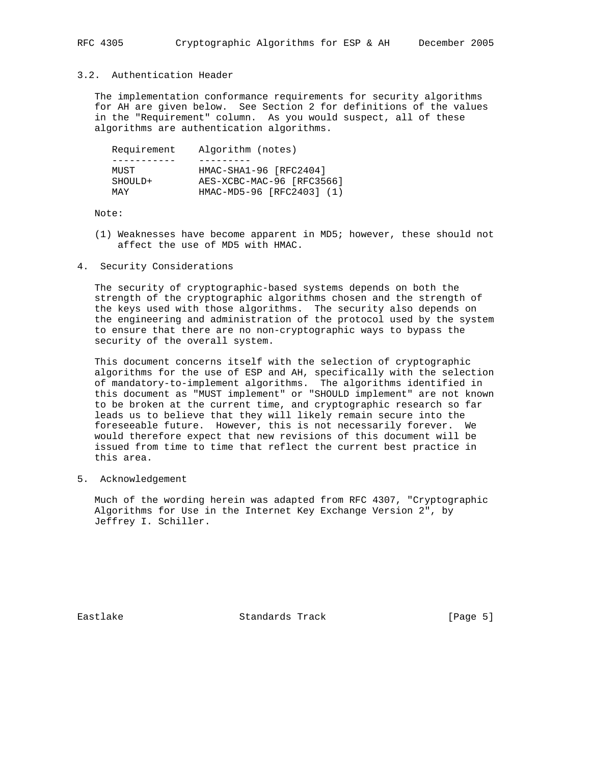### 3.2. Authentication Header

The implementation conformance requirements for security algorithms for AH are given below. See Section 2 for definitions of the values in the "Requirement" column. As you would suspect, all of these algorithms are authentication algorithms.

| Requirement | Algorithm (notes) |
| --- | --- |
| MUST | HMAC-SHA1-96 [RFC2404] |
| SHOULD+ | AES-XCBC-MAC-96 [RFC3566] |
| MAY | HMAC-MD5-96 [RFC2403] (1) |

Note:

(1) Weaknesses have become apparent in MD5; however, these should not affect the use of MD5 with HMAC.

## 4. Security Considerations

The security of cryptographic-based systems depends on both the strength of the cryptographic algorithms chosen and the strength of the keys used with those algorithms. The security also depends on the engineering and administration of the protocol used by the system to ensure that there are no non-cryptographic ways to bypass the security of the overall system.

This document concerns itself with the selection of cryptographic algorithms for the use of ESP and AH, specifically with the selection of mandatory-to-implement algorithms. The algorithms identified in this document as "MUST implement" or "SHOULD implement" are not known to be broken at the current time, and cryptographic research so far leads us to believe that they will likely remain secure into the foreseeable future. However, this is not necessarily forever. We would therefore expect that new revisions of this document will be issued from time to time that reflect the current best practice in this area.

## 5. Acknowledgement

Much of the wording herein was adapted from RFC 4307, "Cryptographic Algorithms for Use in the Internet Key Exchange Version 2", by Jeffrey I. Schiller.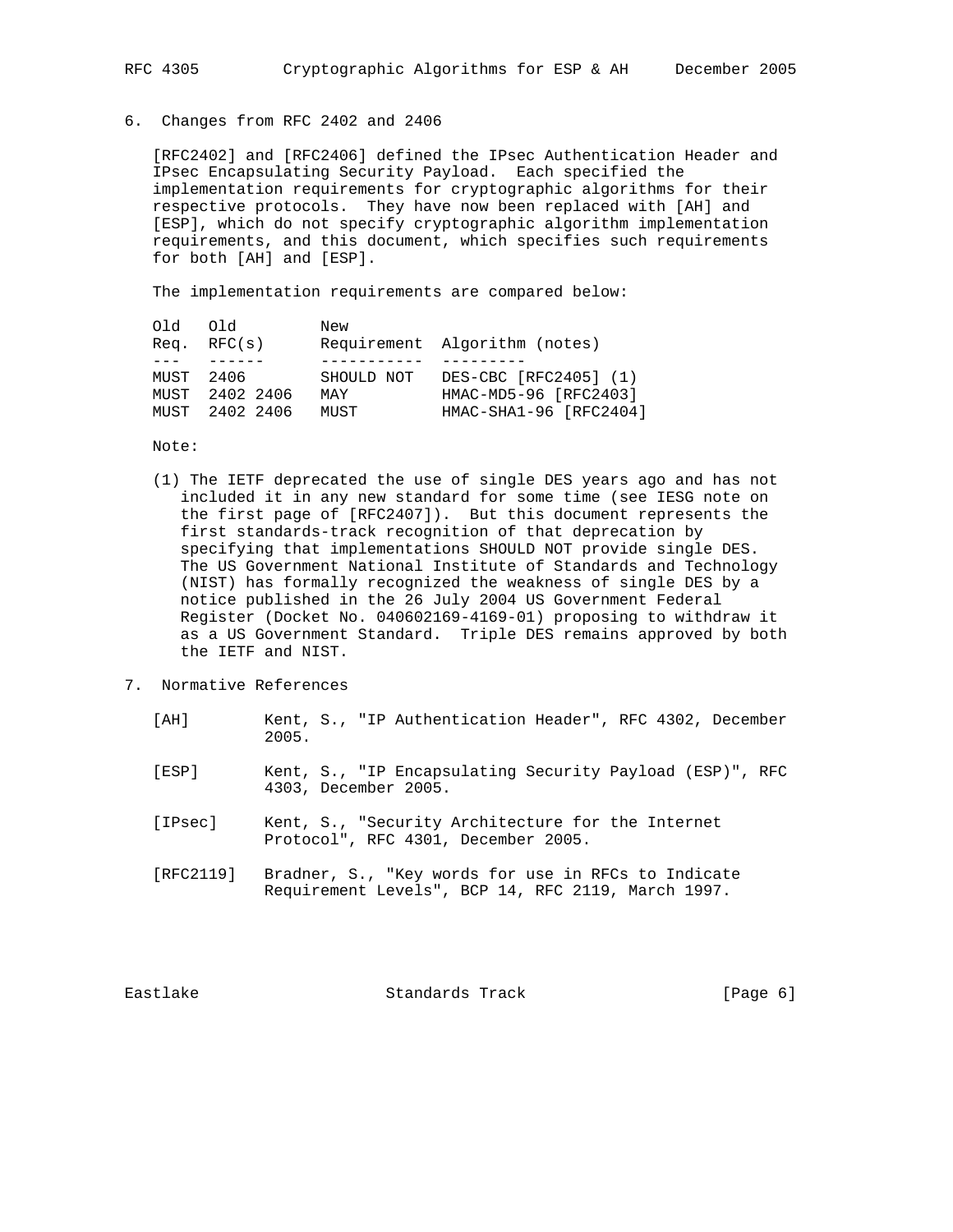## 6. Changes from RFC 2402 and 2406

[RFC2402] and [RFC2406] defined the IPsec Authentication Header and IPsec Encapsulating Security Payload. Each specified the implementation requirements for cryptographic algorithms for their respective protocols. They have now been replaced with [AH] and [ESP], which do not specify cryptographic algorithm implementation requirements, and this document, which specifies such requirements for both [AH] and [ESP].

The implementation requirements are compared below:

| Old Req. | Old RFC(s) | New Requirement | Algorithm (notes) |
|---|---|---|---|
| MUST | 2406 | SHOULD NOT | DES-CBC [RFC2405] (1) |
| MUST | 2402 2406 | MAY | HMAC-MD5-96 [RFC2403] |
| MUST | 2402 2406 | MUST | HMAC-SHA1-96 [RFC2404] |

Note:

(1) The IETF deprecated the use of single DES years ago and has not included it in any new standard for some time (see IESG note on the first page of [RFC2407]). But this document represents the first standards-track recognition of that deprecation by specifying that implementations SHOULD NOT provide single DES. The US Government National Institute of Standards and Technology (NIST) has formally recognized the weakness of single DES by a notice published in the 26 July 2004 US Government Federal Register (Docket No. 040602169-4169-01) proposing to withdraw it as a US Government Standard. Triple DES remains approved by both the IETF and NIST.

## 7. Normative References

[AH] Kent, S., "IP Authentication Header", RFC 4302, December 2005.

[ESP] Kent, S., "IP Encapsulating Security Payload (ESP)", RFC 4303, December 2005.

[IPsec] Kent, S., "Security Architecture for the Internet Protocol", RFC 4301, December 2005.

[RFC2119] Bradner, S., "Key words for use in RFCs to Indicate Requirement Levels", BCP 14, RFC 2119, March 1997.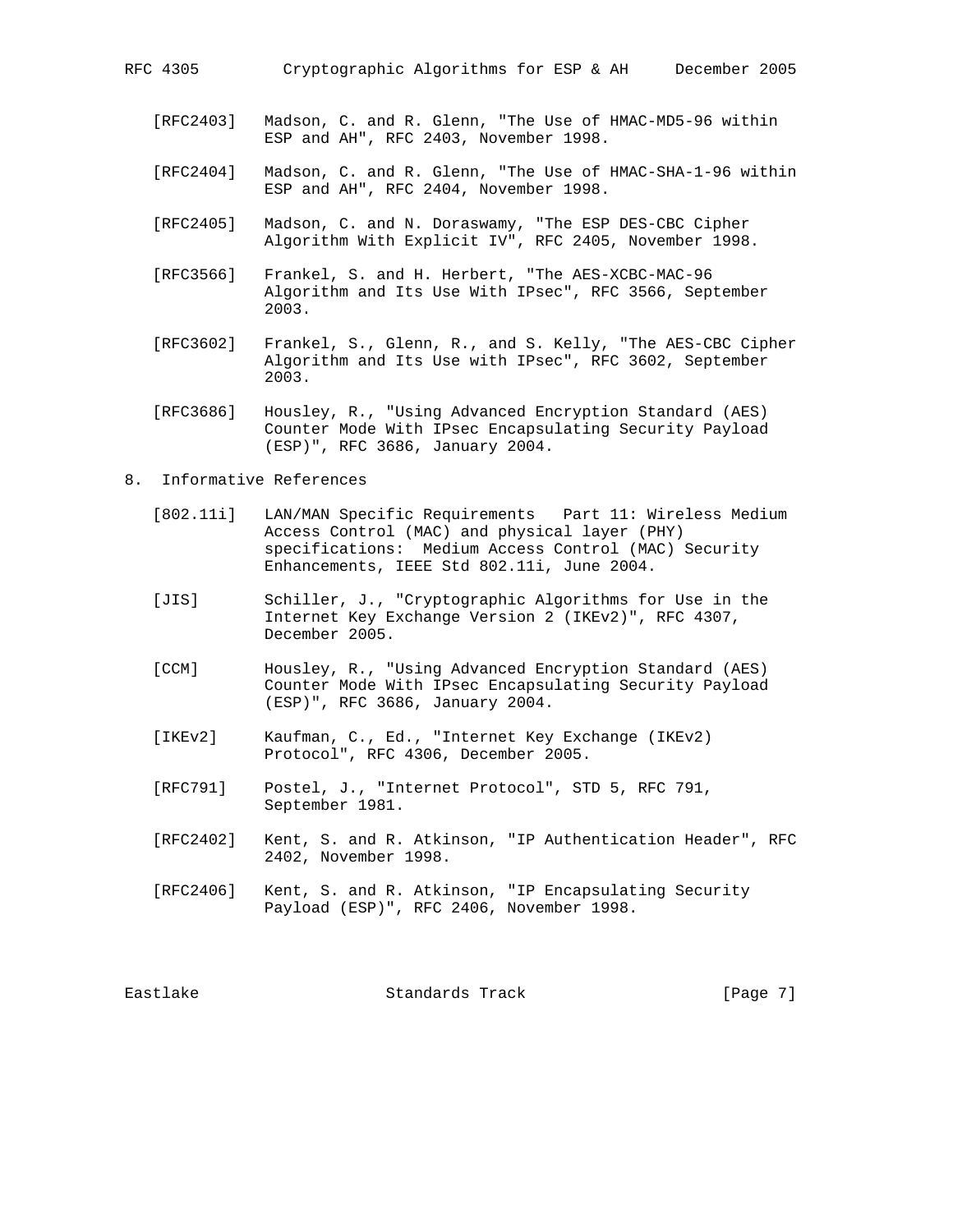[RFC2403] Madson, C. and R. Glenn, "The Use of HMAC-MD5-96 within ESP and AH", RFC 2403, November 1998.

[RFC2404] Madson, C. and R. Glenn, "The Use of HMAC-SHA-1-96 within ESP and AH", RFC 2404, November 1998.

[RFC2405] Madson, C. and N. Doraswamy, "The ESP DES-CBC Cipher Algorithm With Explicit IV", RFC 2405, November 1998.

[RFC3566] Frankel, S. and H. Herbert, "The AES-XCBC-MAC-96 Algorithm and Its Use With IPsec", RFC 3566, September 2003.

[RFC3602] Frankel, S., Glenn, R., and S. Kelly, "The AES-CBC Cipher Algorithm and Its Use with IPsec", RFC 3602, September 2003.

[RFC3686] Housley, R., "Using Advanced Encryption Standard (AES) Counter Mode With IPsec Encapsulating Security Payload (ESP)", RFC 3686, January 2004.

## 8. Informative References

[802.11i] LAN/MAN Specific Requirements Part 11: Wireless Medium Access Control (MAC) and physical layer (PHY) specifications: Medium Access Control (MAC) Security Enhancements, IEEE Std 802.11i, June 2004.

[JIS] Schiller, J., "Cryptographic Algorithms for Use in the Internet Key Exchange Version 2 (IKEv2)", RFC 4307, December 2005.

[CCM] Housley, R., "Using Advanced Encryption Standard (AES) Counter Mode With IPsec Encapsulating Security Payload (ESP)", RFC 3686, January 2004.

[IKEv2] Kaufman, C., Ed., "Internet Key Exchange (IKEv2) Protocol", RFC 4306, December 2005.

[RFC791] Postel, J., "Internet Protocol", STD 5, RFC 791, September 1981.

[RFC2402] Kent, S. and R. Atkinson, "IP Authentication Header", RFC 2402, November 1998.

[RFC2406] Kent, S. and R. Atkinson, "IP Encapsulating Security Payload (ESP)", RFC 2406, November 1998.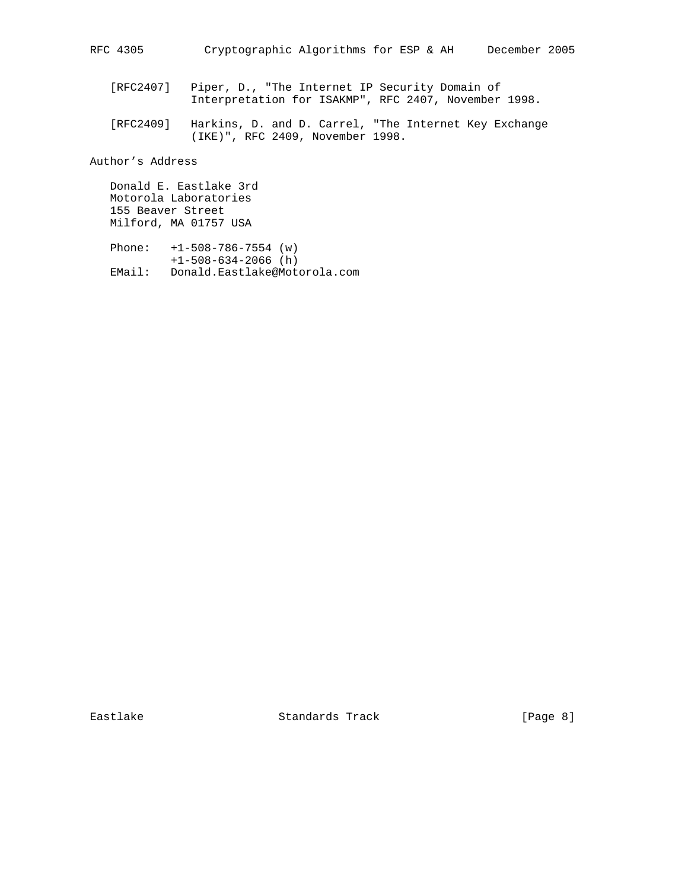[RFC2407] Piper, D., "The Internet IP Security Domain of Interpretation for ISAKMP", RFC 2407, November 1998.

[RFC2409] Harkins, D. and D. Carrel, "The Internet Key Exchange (IKE)", RFC 2409, November 1998.

## Author's Address

Donald E. Eastlake 3rd
Motorola Laboratories
155 Beaver Street
Milford, MA 01757 USA

Phone: +1-508-786-7554 (w)
+1-508-634-2066 (h)
EMail: Donald.Eastlake@Motorola.com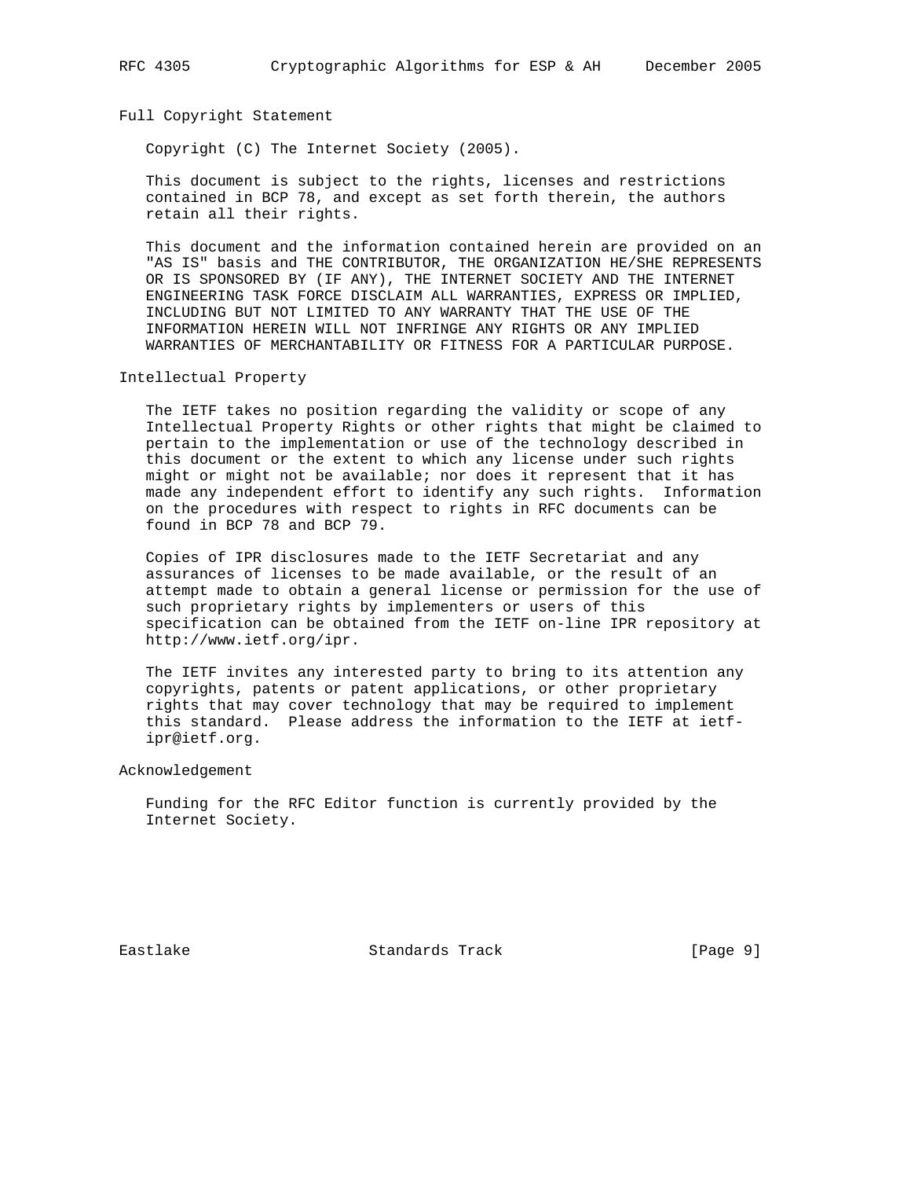## Full Copyright Statement

Copyright (C) The Internet Society (2005).

This document is subject to the rights, licenses and restrictions contained in BCP 78, and except as set forth therein, the authors retain all their rights.

This document and the information contained herein are provided on an "AS IS" basis and THE CONTRIBUTOR, THE ORGANIZATION HE/SHE REPRESENTS OR IS SPONSORED BY (IF ANY), THE INTERNET SOCIETY AND THE INTERNET ENGINEERING TASK FORCE DISCLAIM ALL WARRANTIES, EXPRESS OR IMPLIED, INCLUDING BUT NOT LIMITED TO ANY WARRANTY THAT THE USE OF THE INFORMATION HEREIN WILL NOT INFRINGE ANY RIGHTS OR ANY IMPLIED WARRANTIES OF MERCHANTABILITY OR FITNESS FOR A PARTICULAR PURPOSE.

## Intellectual Property

The IETF takes no position regarding the validity or scope of any Intellectual Property Rights or other rights that might be claimed to pertain to the implementation or use of the technology described in this document or the extent to which any license under such rights might or might not be available; nor does it represent that it has made any independent effort to identify any such rights. Information on the procedures with respect to rights in RFC documents can be found in BCP 78 and BCP 79.

Copies of IPR disclosures made to the IETF Secretariat and any assurances of licenses to be made available, or the result of an attempt made to obtain a general license or permission for the use of such proprietary rights by implementers or users of this specification can be obtained from the IETF on-line IPR repository at http://www.ietf.org/ipr.

The IETF invites any interested party to bring to its attention any copyrights, patents or patent applications, or other proprietary rights that may cover technology that may be required to implement this standard. Please address the information to the IETF at ietf-ipr@ietf.org.

## Acknowledgement

Funding for the RFC Editor function is currently provided by the Internet Society.